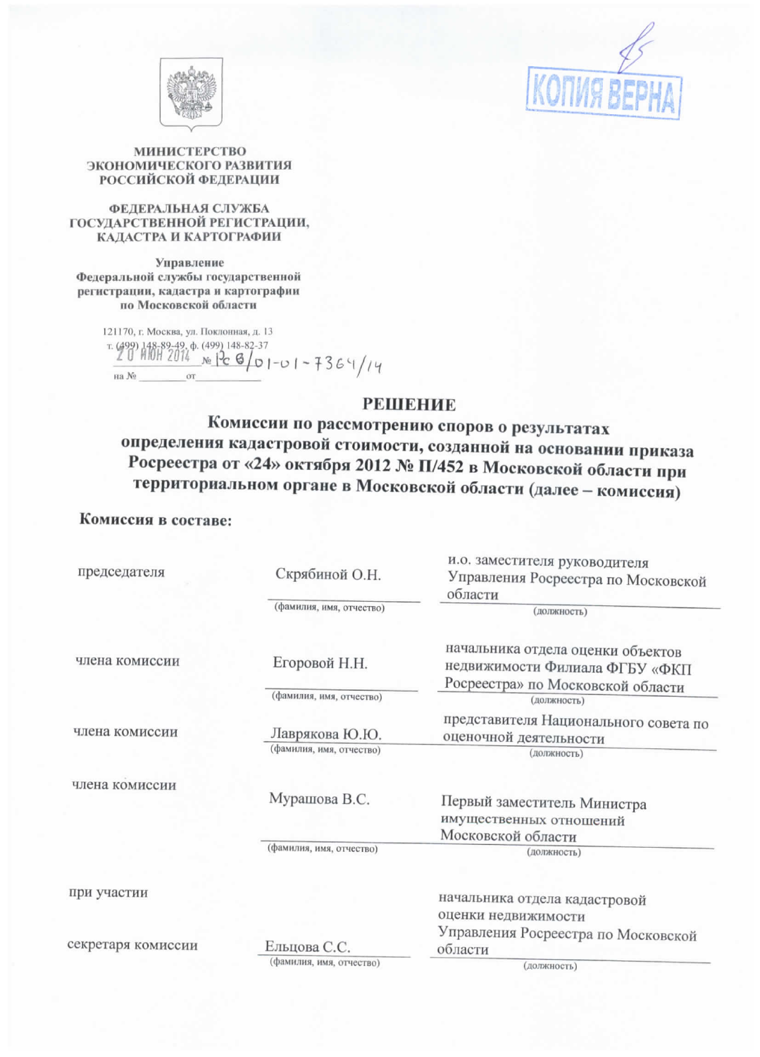КОПИЯ ВЕРНА

**МИНИСТЕРСТВО ЭКОНОМИЧЕСКОГО РАЗВИТИЯ РОССИЙСКОЙ ФЕДЕРАЦИИ**

**ФЕДЕРАЛЬНАЯ СЛУЖБА ГОСУДАРСТВЕННОЙ РЕГИСТРАЦИИ, КАДАСТРА И КАРТОГРАФИИ**

**Управление Федеральной службы государственной регистрации, кадастра и картографии по Московской области**

121170, г. Москва, ул. Поклонная, д. 13
т. (499) 148-89-49, ф. (499) 148-82-37
20 ИЮН 2014 № Рс 6/01-01-7364/14
на № ________ от ____________

# РЕШЕНИЕ

## Комиссии по рассмотрению споров о результатах определения кадастровой стоимости, созданной на основании приказа Росреестра от «24» октября 2012 № П/452 в Московской области при территориальном органе в Московской области (далее – комиссия)

**Комиссия в составе:**

| | | |
|---|---|---|
| председателя | Скрябиной О.Н. | и.о. заместителя руководителя Управления Росреестра по Московской области |
| | (фамилия, имя, отчество) | (должность) |
| члена комиссии | Егоровой Н.Н. | начальника отдела оценки объектов недвижимости Филиала ФГБУ «ФКП Росреестра» по Московской области |
| | (фамилия, имя, отчество) | (должность) |
| члена комиссии | Лаврякова Ю.Ю. | представителя Национального совета по оценочной деятельности |
| | (фамилия, имя, отчество) | (должность) |
| члена комиссии | Мурашова В.С. | Первый заместитель Министра имущественных отношений Московской области |
| | (фамилия, имя, отчество) | (должность) |
| при участии секретаря комиссии | Ельцова С.С. | начальника отдела кадастровой оценки недвижимости Управления Росреестра по Московской области |
| | (фамилия, имя, отчество) | (должность) |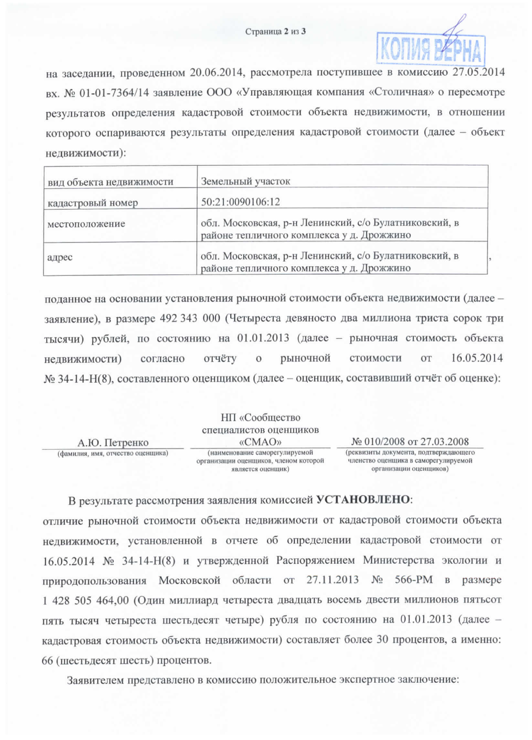КОПИЯ ВЕРНА

на заседании, проведенном 20.06.2014, рассмотрела поступившее в комиссию 27.05.2014 вх. № 01-01-7364/14 заявление ООО «Управляющая компания «Столичная» о пересмотре результатов определения кадастровой стоимости объекта недвижимости, в отношении которого оспариваются результаты определения кадастровой стоимости (далее – объект недвижимости):

| вид объекта недвижимости | Земельный участок |
|---|---|
| кадастровый номер | 50:21:0090106:12 |
| местоположение | обл. Московская, р-н Ленинский, с/о Булатниковский, в районе тепличного комплекса у д. Дрожжино |
| адрес | обл. Московская, р-н Ленинский, с/о Булатниковский, в районе тепличного комплекса у д. Дрожжино |

поданное на основании установления рыночной стоимости объекта недвижимости (далее – заявление), в размере 492 343 000 (Четыреста девяносто два миллиона триста сорок три тысячи) рублей, по состоянию на 01.01.2013 (далее – рыночная стоимость объекта недвижимости) согласно отчёту о рыночной стоимости от 16.05.2014 № 34-14-Н(8), составленного оценщиком (далее – оценщик, составивший отчёт об оценке):

| А.Ю. Петренко | НП «Сообщество специалистов оценщиков «СМАО» | № 010/2008 от 27.03.2008 |
|---|---|---|
| (фамилия, имя, отчество оценщика) | (наименование саморегулируемой организации оценщиков, членом которой является оценщик) | (реквизиты документа, подтверждающего членство оценщика в саморегулируемой организации оценщиков) |

В результате рассмотрения заявления комиссией **УСТАНОВЛЕНО**:
отличие рыночной стоимости объекта недвижимости от кадастровой стоимости объекта недвижимости, установленной в отчете об определении кадастровой стоимости от 16.05.2014 № 34-14-Н(8) и утвержденной Распоряжением Министерства экологии и природопользования Московской области от 27.11.2013 № 566-РМ в размере 1 428 505 464,00 (Один миллиард четыреста двадцать восемь двести миллионов пятьсот пять тысяч четыреста шестьдесят четыре) рубля по состоянию на 01.01.2013 (далее – кадастровая стоимость объекта недвижимости) составляет более 30 процентов, а именно: 66 (шестьдесят шесть) процентов.

Заявителем представлено в комиссию положительное экспертное заключение: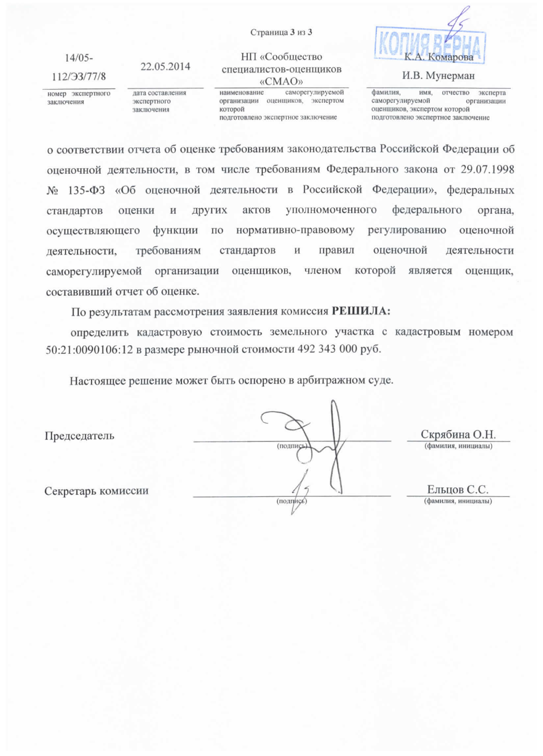| 14/05-112/ЭЗ/77/8 | 22.05.2014 | НП «Сообщество специалистов-оценщиков «СМАО» | И.В. Мунерман |
|---|---|---|---|
| номер экспертного заключения | дата составления экспертного заключения | наименование саморегулируемой организации оценщиков, экспертом которой подготовлено экспертное заключение | фамилия, имя, отчество эксперта саморегулируемой организации оценщиков, экспертом которой подготовлено экспертное заключение |

КОПИЯ ВЕРНА
К.А. Комарова

о соответствии отчета об оценке требованиям законодательства Российской Федерации об оценочной деятельности, в том числе требованиям Федерального закона от 29.07.1998 № 135-ФЗ «Об оценочной деятельности в Российской Федерации», федеральных стандартов оценки и других актов уполномоченного федерального органа, осуществляющего функции по нормативно-правовому регулированию оценочной деятельности, требованиям стандартов и правил оценочной деятельности саморегулируемой организации оценщиков, членом которой является оценщик, составивший отчет об оценке.

По результатам рассмотрения заявления комиссия **РЕШИЛА:**

определить кадастровую стоимость земельного участка с кадастровым номером 50:21:0090106:12 в размере рыночной стоимости 492 343 000 руб.

Настоящее решение может быть оспорено в арбитражном суде.

| | | |
|---|---|---|
| Председатель | (подпись) | Скрябина О.Н. (фамилия, инициалы) |
| Секретарь комиссии | (подпись) | Ельцов С.С. (фамилия, инициалы) |